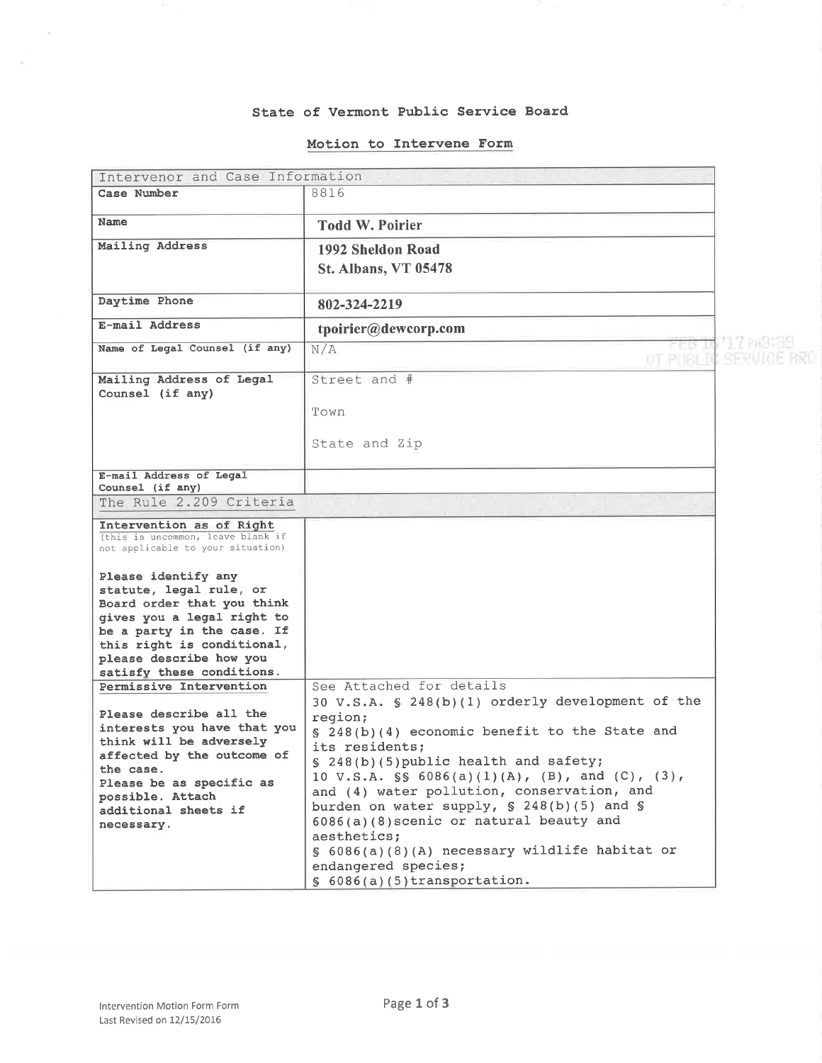# State of Vermont Public Service Board

## Motion to Intervene Form

| Intervenor and Case Information | |
|---|---|
| **Case Number** | 8816 |
| **Name** | **Todd W. Poirier** |
| **Mailing Address** | **1992 Sheldon Road**<br>**St. Albans, VT 05478** |
| **Daytime Phone** | **802-324-2219** |
| **E-mail Address** | **tpoirier@dewcorp.com** |
| **Name of Legal Counsel (if any)** | N/A |
| **Mailing Address of Legal Counsel (if any)** | Street and #<br>Town<br>State and Zip |
| **E-mail Address of Legal Counsel (if any)** | |
| The Rule 2.209 Criteria | |
| **Intervention as of Right** (this is uncommon, leave blank if not applicable to your situation)<br><br>**Please identify any statute, legal rule, or Board order that you think gives you a legal right to be a party in the case. If this right is conditional, please describe how you satisfy these conditions.** | |
| **Permissive Intervention**<br><br>**Please describe all the interests you have that you think will be adversely affected by the outcome of the case.**<br>**Please be as specific as possible. Attach additional sheets if necessary.** | See Attached for details<br>30 V.S.A. § 248(b)(1) orderly development of the region;<br>§ 248(b)(4) economic benefit to the State and its residents;<br>§ 248(b)(5)public health and safety;<br>10 V.S.A. §§ 6086(a)(1)(A), (B), and (C), (3), and (4) water pollution, conservation, and burden on water supply, § 248(b)(5) and § 6086(a)(8)scenic or natural beauty and aesthetics;<br>§ 6086(a)(8)(A) necessary wildlife habitat or endangered species;<br>§ 6086(a)(5)transportation. |

FEB 16 '17 PM3:39
VT PUBLIC SERVICE BRD

Intervention Motion Form Form
Last Revised on 12/15/2016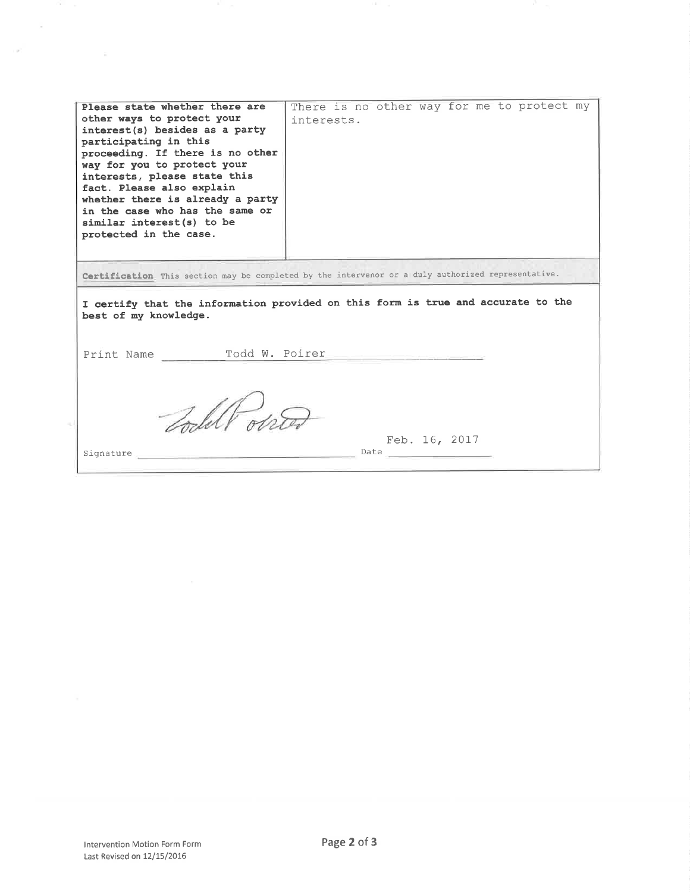| **Please state whether there are other ways to protect your interest(s) besides as a party participating in this proceeding. If there is no other way for you to protect your interests, please state this fact. Please also explain whether there is already a party in the case who has the same or similar interest(s) to be protected in the case.** | There is no other way for me to protect my interests. |
| --- | --- |

**Certification** This section may be completed by the intervenor or a duly authorized representative.

**I certify that the information provided on this form is true and accurate to the best of my knowledge.**

Print Name Todd W. Poirer

Signature [signature]

Date Feb. 16, 2017

Intervention Motion Form Form
Last Revised on 12/15/2016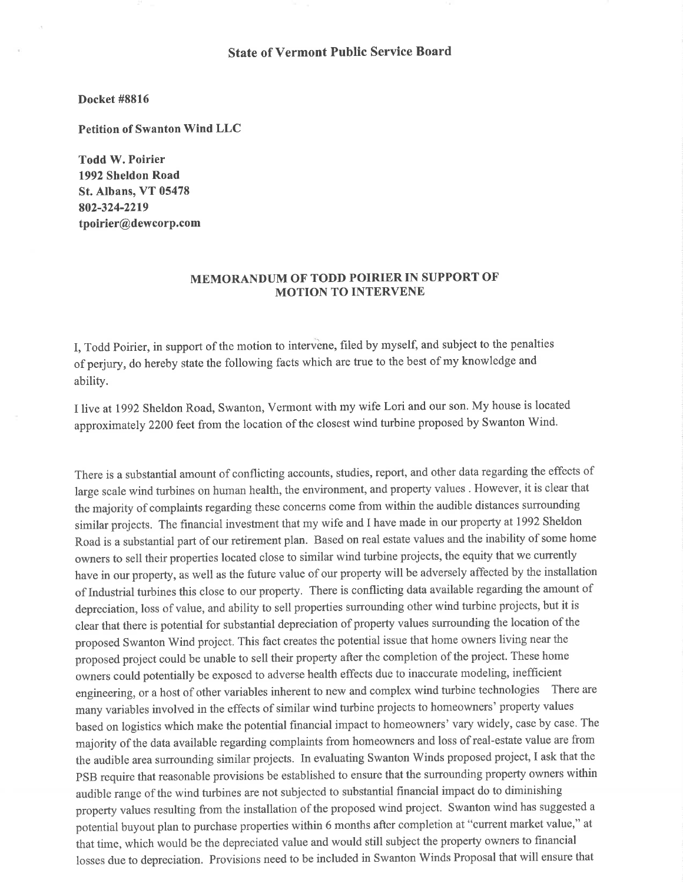**State of Vermont Public Service Board**

**Docket #8816**

**Petition of Swanton Wind LLC**

**Todd W. Poirier**
**1992 Sheldon Road**
**St. Albans, VT 05478**
**802-324-2219**
**tpoirier@dewcorp.com**

## MEMORANDUM OF TODD POIRIER IN SUPPORT OF MOTION TO INTERVENE

I, Todd Poirier, in support of the motion to intervene, filed by myself, and subject to the penalties of perjury, do hereby state the following facts which are true to the best of my knowledge and ability.

I live at 1992 Sheldon Road, Swanton, Vermont with my wife Lori and our son. My house is located approximately 2200 feet from the location of the closest wind turbine proposed by Swanton Wind.

There is a substantial amount of conflicting accounts, studies, report, and other data regarding the effects of large scale wind turbines on human health, the environment, and property values . However, it is clear that the majority of complaints regarding these concerns come from within the audible distances surrounding similar projects. The financial investment that my wife and I have made in our property at 1992 Sheldon Road is a substantial part of our retirement plan. Based on real estate values and the inability of some home owners to sell their properties located close to similar wind turbine projects, the equity that we currently have in our property, as well as the future value of our property will be adversely affected by the installation of Industrial turbines this close to our property. There is conflicting data available regarding the amount of depreciation, loss of value, and ability to sell properties surrounding other wind turbine projects, but it is clear that there is potential for substantial depreciation of property values surrounding the location of the proposed Swanton Wind project. This fact creates the potential issue that home owners living near the proposed project could be unable to sell their property after the completion of the project. These home owners could potentially be exposed to adverse health effects due to inaccurate modeling, inefficient engineering, or a host of other variables inherent to new and complex wind turbine technologies There are many variables involved in the effects of similar wind turbine projects to homeowners' property values based on logistics which make the potential financial impact to homeowners' vary widely, case by case. The majority of the data available regarding complaints from homeowners and loss of real-estate value are from the audible area surrounding similar projects. In evaluating Swanton Winds proposed project, I ask that the PSB require that reasonable provisions be established to ensure that the surrounding property owners within audible range of the wind turbines are not subjected to substantial financial impact do to diminishing property values resulting from the installation of the proposed wind project. Swanton wind has suggested a potential buyout plan to purchase properties within 6 months after completion at "current market value," at that time, which would be the depreciated value and would still subject the property owners to financial losses due to depreciation. Provisions need to be included in Swanton Winds Proposal that will ensure that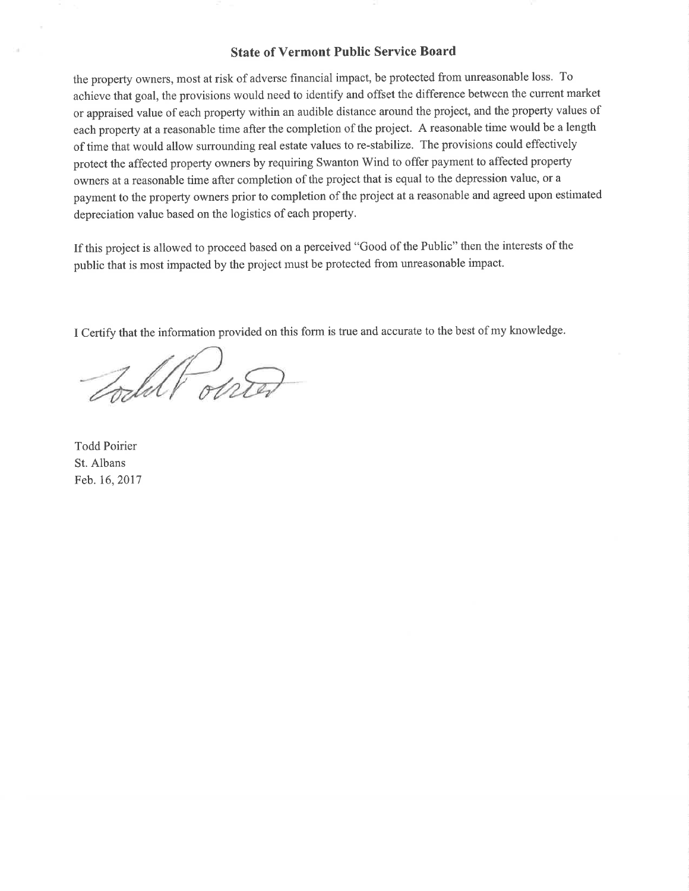## State of Vermont Public Service Board

the property owners, most at risk of adverse financial impact, be protected from unreasonable loss. To achieve that goal, the provisions would need to identify and offset the difference between the current market or appraised value of each property within an audible distance around the project, and the property values of each property at a reasonable time after the completion of the project. A reasonable time would be a length of time that would allow surrounding real estate values to re-stabilize. The provisions could effectively protect the affected property owners by requiring Swanton Wind to offer payment to affected property owners at a reasonable time after completion of the project that is equal to the depression value, or a payment to the property owners prior to completion of the project at a reasonable and agreed upon estimated depreciation value based on the logistics of each property.

If this project is allowed to proceed based on a perceived "Good of the Public" then the interests of the public that is most impacted by the project must be protected from unreasonable impact.

I Certify that the information provided on this form is true and accurate to the best of my knowledge.

Todd Poirier
St. Albans
Feb. 16, 2017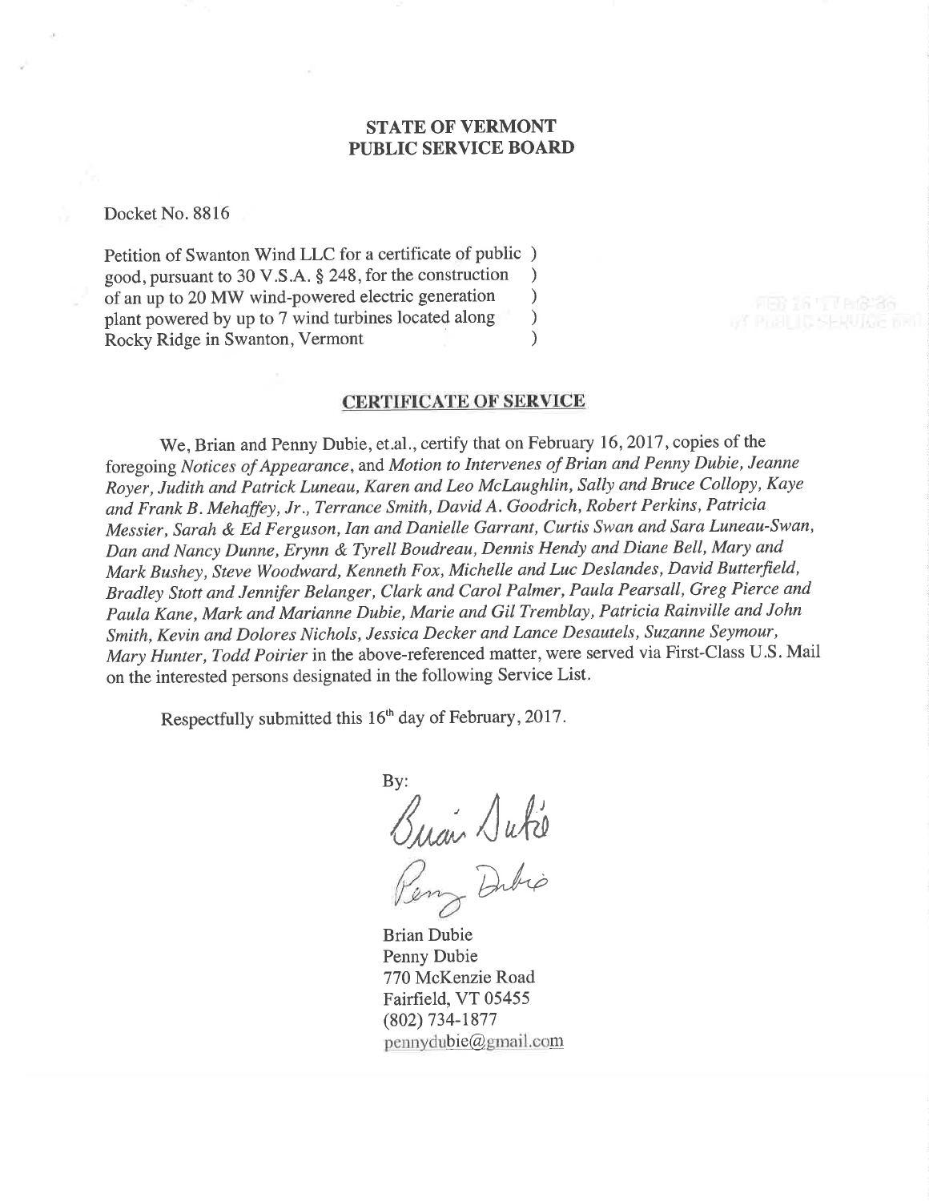**STATE OF VERMONT**
**PUBLIC SERVICE BOARD**

Docket No. 8816

Petition of Swanton Wind LLC for a certificate of public )
good, pursuant to 30 V.S.A. § 248, for the construction )
of an up to 20 MW wind-powered electric generation )
plant powered by up to 7 wind turbines located along )
Rocky Ridge in Swanton, Vermont )

**CERTIFICATE OF SERVICE**

We, Brian and Penny Dubie, et.al., certify that on February 16, 2017, copies of the foregoing *Notices of Appearance*, and *Motion to Intervenes of Brian and Penny Dubie, Jeanne Royer, Judith and Patrick Luneau, Karen and Leo McLaughlin, Sally and Bruce Collopy, Kaye and Frank B. Mehaffey, Jr., Terrance Smith, David A. Goodrich, Robert Perkins, Patricia Messier, Sarah & Ed Ferguson, Ian and Danielle Garrant, Curtis Swan and Sara Luneau-Swan, Dan and Nancy Dunne, Erynn & Tyrell Boudreau, Dennis Hendy and Diane Bell, Mary and Mark Bushey, Steve Woodward, Kenneth Fox, Michelle and Luc Deslandes, David Butterfield, Bradley Stott and Jennifer Belanger, Clark and Carol Palmer, Paula Pearsall, Greg Pierce and Paula Kane, Mark and Marianne Dubie, Marie and Gil Tremblay, Patricia Rainville and John Smith, Kevin and Dolores Nichols, Jessica Decker and Lance Desautels, Suzanne Seymour, Mary Hunter, Todd Poirier* in the above-referenced matter, were served via First-Class U.S. Mail on the interested persons designated in the following Service List.

Respectfully submitted this 16th day of February, 2017.

By:

Brian Dubie
Penny Dubie
770 McKenzie Road
Fairfield, VT 05455
(802) 734-1877
pennydubie@gmail.com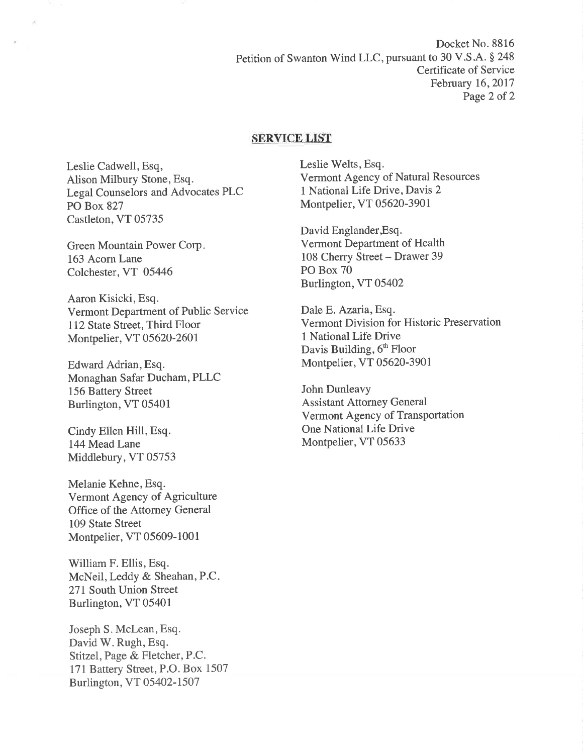**SERVICE LIST**

Leslie Cadwell, Esq,
Alison Milbury Stone, Esq.
Legal Counselors and Advocates PLC
PO Box 827
Castleton, VT 05735

Green Mountain Power Corp.
163 Acorn Lane
Colchester, VT 05446

Aaron Kisicki, Esq.
Vermont Department of Public Service
112 State Street, Third Floor
Montpelier, VT 05620-2601

Edward Adrian, Esq.
Monaghan Safar Ducham, PLLC
156 Battery Street
Burlington, VT 05401

Cindy Ellen Hill, Esq.
144 Mead Lane
Middlebury, VT 05753

Melanie Kehne, Esq.
Vermont Agency of Agriculture
Office of the Attorney General
109 State Street
Montpelier, VT 05609-1001

William F. Ellis, Esq.
McNeil, Leddy & Sheahan, P.C.
271 South Union Street
Burlington, VT 05401

Joseph S. McLean, Esq.
David W. Rugh, Esq.
Stitzel, Page & Fletcher, P.C.
171 Battery Street, P.O. Box 1507
Burlington, VT 05402-1507

Leslie Welts, Esq.
Vermont Agency of Natural Resources
1 National Life Drive, Davis 2
Montpelier, VT 05620-3901

David Englander,Esq.
Vermont Department of Health
108 Cherry Street – Drawer 39
PO Box 70
Burlington, VT 05402

Dale E. Azaria, Esq.
Vermont Division for Historic Preservation
1 National Life Drive
Davis Building, 6th Floor
Montpelier, VT 05620-3901

John Dunleavy
Assistant Attorney General
Vermont Agency of Transportation
One National Life Drive
Montpelier, VT 05633